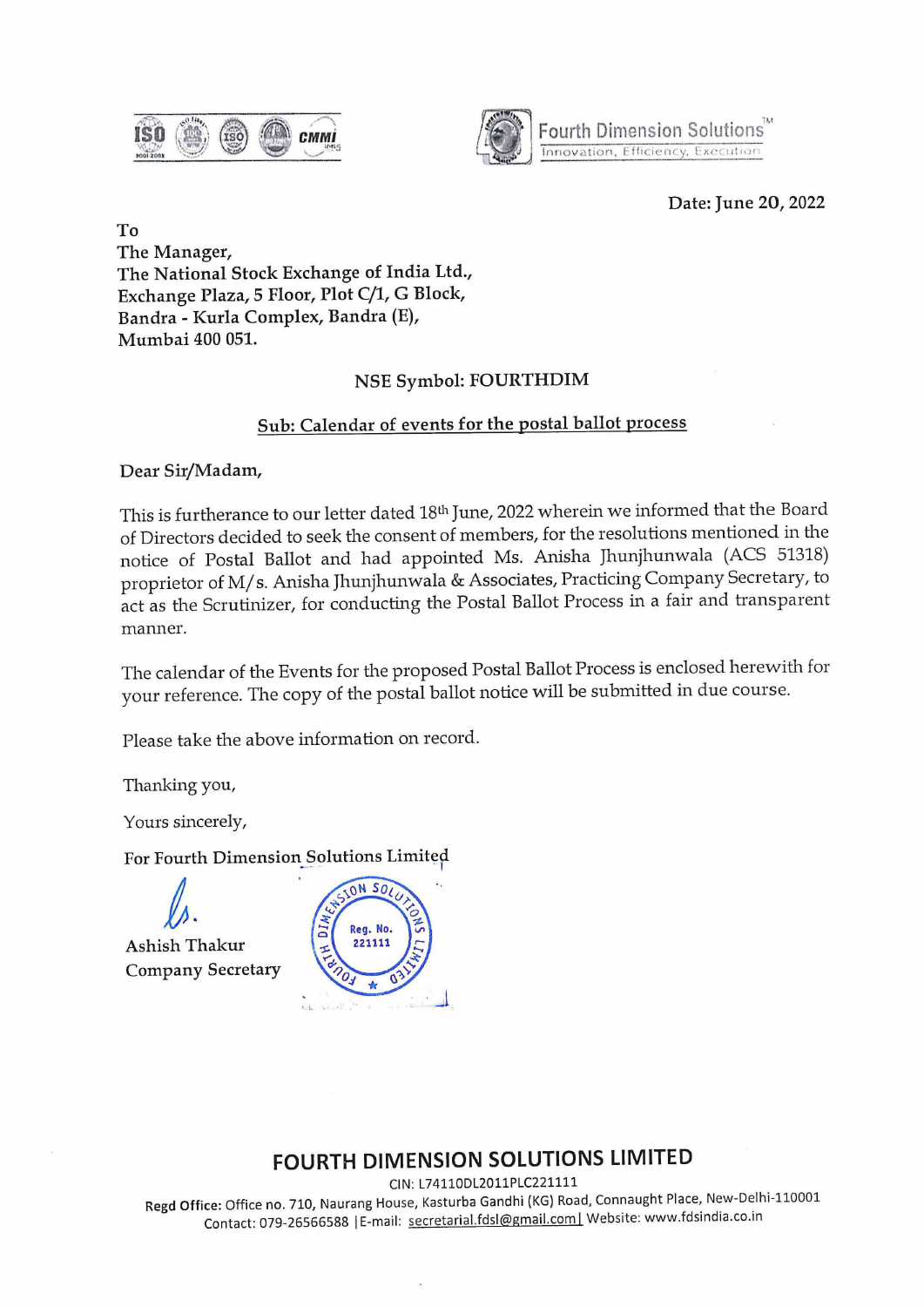Date: June 20, 2022

To
The Manager,
The National Stock Exchange of India Ltd.,
Exchange Plaza, 5 Floor, Plot C/1, G Block,
Bandra - Kurla Complex, Bandra (E),
Mumbai 400 051.

NSE Symbol: FOURTHDIM

Sub: Calendar of events for the postal ballot process

Dear Sir/Madam,

This is furtherance to our letter dated 18th June, 2022 wherein we informed that the Board of Directors decided to seek the consent of members, for the resolutions mentioned in the notice of Postal Ballot and had appointed Ms. Anisha Jhunjhunwala (ACS 51318) proprietor of M/s. Anisha Jhunjhunwala & Associates, Practicing Company Secretary, to act as the Scrutinizer, for conducting the Postal Ballot Process in a fair and transparent manner.

The calendar of the Events for the proposed Postal Ballot Process is enclosed herewith for your reference. The copy of the postal ballot notice will be submitted in due course.

Please take the above information on record.

Thanking you,

Yours sincerely,

For Fourth Dimension Solutions Limited

Ashish Thakur
Company Secretary

**FOURTH DIMENSION SOLUTIONS LIMITED**

CIN: L74110DL2011PLC221111

Regd Office: Office no. 710, Naurang House, Kasturba Gandhi (KG) Road, Connaught Place, New-Delhi-110001
Contact: 079-26566588 | E-mail: secretarial.fdsl@gmail.com | Website: www.fdsindia.co.in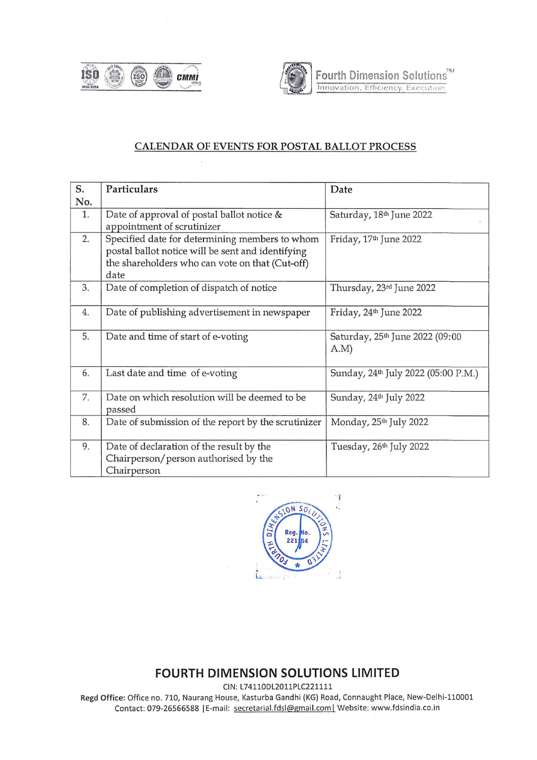## CALENDAR OF EVENTS FOR POSTAL BALLOT PROCESS

| S. No. | Particulars | Date |
|---|---|---|
| 1. | Date of approval of postal ballot notice & appointment of scrutinizer | Saturday, 18th June 2022 |
| 2. | Specified date for determining members to whom postal ballot notice will be sent and identifying the shareholders who can vote on that (Cut-off) date | Friday, 17th June 2022 |
| 3. | Date of completion of dispatch of notice | Thursday, 23rd June 2022 |
| 4. | Date of publishing advertisement in newspaper | Friday, 24th June 2022 |
| 5. | Date and time of start of e-voting | Saturday, 25th June 2022 (09:00 A.M) |
| 6. | Last date and time of e-voting | Sunday, 24th July 2022 (05:00 P.M.) |
| 7. | Date on which resolution will be deemed to be passed | Sunday, 24th July 2022 |
| 8. | Date of submission of the report by the scrutinizer | Monday, 25th July 2022 |
| 9. | Date of declaration of the result by the Chairperson/person authorised by the Chairperson | Tuesday, 26th July 2022 |

**FOURTH DIMENSION SOLUTIONS LIMITED**

CIN: L74110DL2011PLC221111

**Regd Office:** Office no. 710, Naurang House, Kasturba Gandhi (KG) Road, Connaught Place, New-Delhi-110001

Contact: 079-26566588 | E-mail: secretarial.fdsl@gmail.com | Website: www.fdsindia.co.in